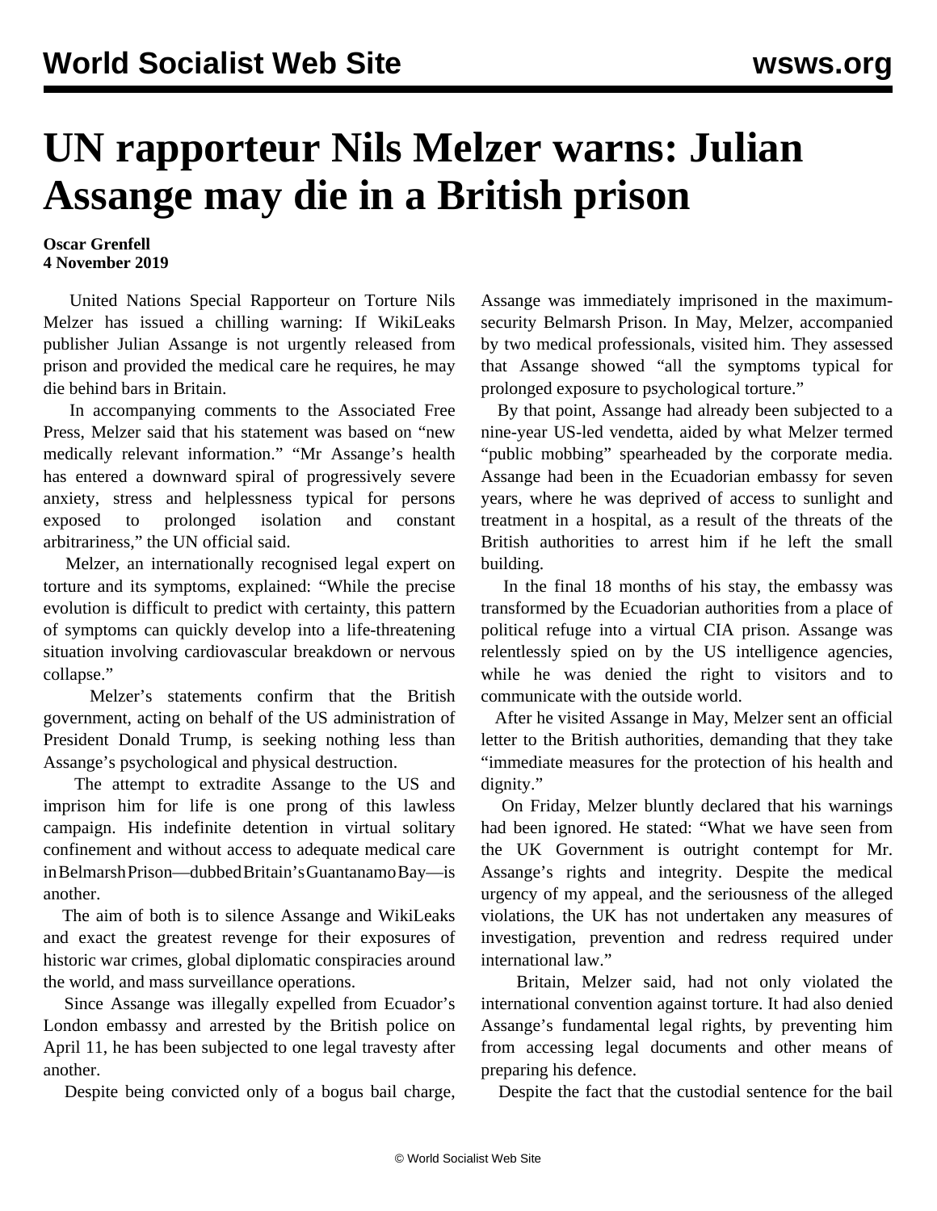# UN rapporteur Nils Melzer warns: Julian Assange may die in a British prison

**Oscar Grenfell**
**4 November 2019**

United Nations Special Rapporteur on Torture Nils Melzer has issued a chilling warning: If WikiLeaks publisher Julian Assange is not urgently released from prison and provided the medical care he requires, he may die behind bars in Britain.

In accompanying comments to the Associated Free Press, Melzer said that his statement was based on "new medically relevant information." "Mr Assange's health has entered a downward spiral of progressively severe anxiety, stress and helplessness typical for persons exposed to prolonged isolation and constant arbitrariness," the UN official said.

Melzer, an internationally recognised legal expert on torture and its symptoms, explained: "While the precise evolution is difficult to predict with certainty, this pattern of symptoms can quickly develop into a life-threatening situation involving cardiovascular breakdown or nervous collapse."

Melzer's statements confirm that the British government, acting on behalf of the US administration of President Donald Trump, is seeking nothing less than Assange's psychological and physical destruction.

The attempt to extradite Assange to the US and imprison him for life is one prong of this lawless campaign. His indefinite detention in virtual solitary confinement and without access to adequate medical care in Belmarsh Prison—dubbed Britain's Guantanamo Bay—is another.

The aim of both is to silence Assange and WikiLeaks and exact the greatest revenge for their exposures of historic war crimes, global diplomatic conspiracies around the world, and mass surveillance operations.

Since Assange was illegally expelled from Ecuador's London embassy and arrested by the British police on April 11, he has been subjected to one legal travesty after another.

Despite being convicted only of a bogus bail charge, Assange was immediately imprisoned in the maximum-security Belmarsh Prison. In May, Melzer, accompanied by two medical professionals, visited him. They assessed that Assange showed "all the symptoms typical for prolonged exposure to psychological torture."

By that point, Assange had already been subjected to a nine-year US-led vendetta, aided by what Melzer termed "public mobbing" spearheaded by the corporate media. Assange had been in the Ecuadorian embassy for seven years, where he was deprived of access to sunlight and treatment in a hospital, as a result of the threats of the British authorities to arrest him if he left the small building.

In the final 18 months of his stay, the embassy was transformed by the Ecuadorian authorities from a place of political refuge into a virtual CIA prison. Assange was relentlessly spied on by the US intelligence agencies, while he was denied the right to visitors and to communicate with the outside world.

After he visited Assange in May, Melzer sent an official letter to the British authorities, demanding that they take "immediate measures for the protection of his health and dignity."

On Friday, Melzer bluntly declared that his warnings had been ignored. He stated: "What we have seen from the UK Government is outright contempt for Mr. Assange's rights and integrity. Despite the medical urgency of my appeal, and the seriousness of the alleged violations, the UK has not undertaken any measures of investigation, prevention and redress required under international law."

Britain, Melzer said, had not only violated the international convention against torture. It had also denied Assange's fundamental legal rights, by preventing him from accessing legal documents and other means of preparing his defence.

Despite the fact that the custodial sentence for the bail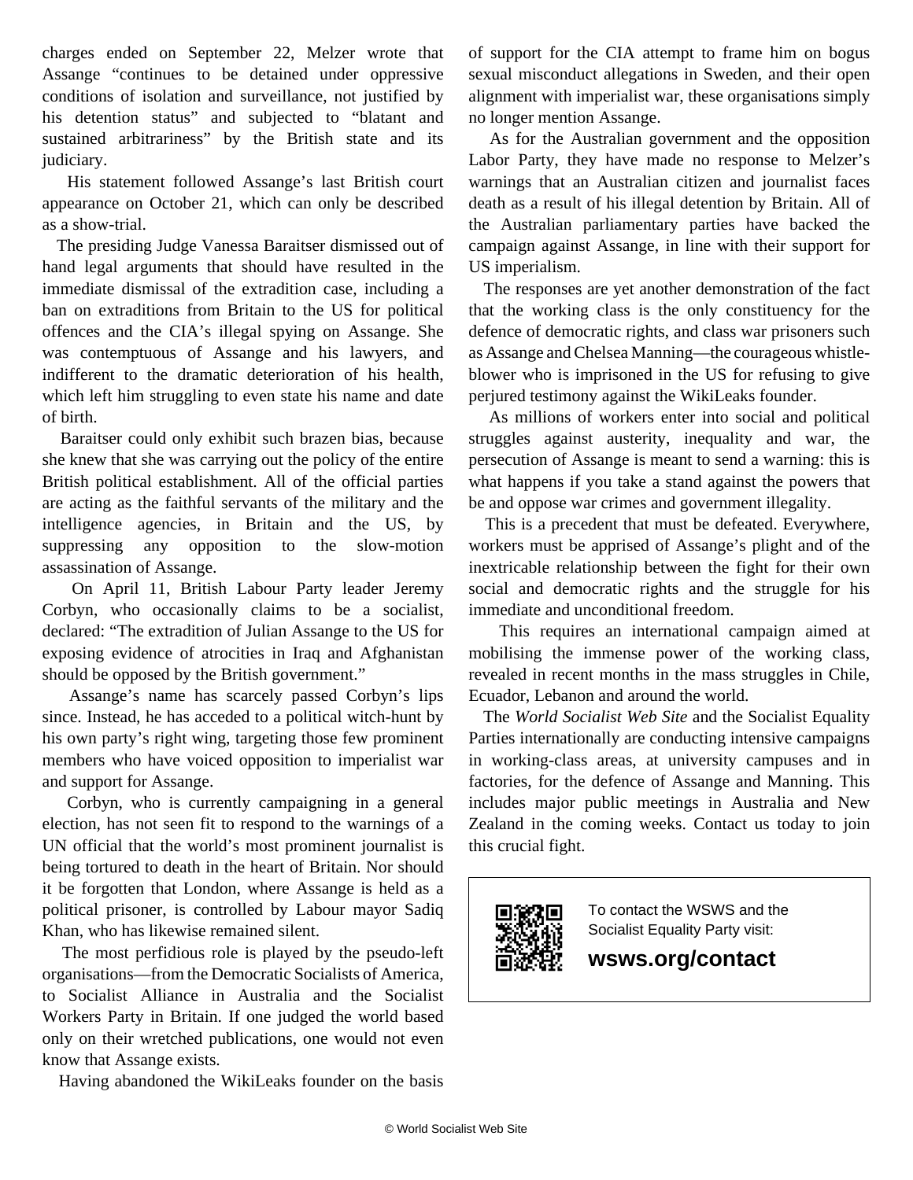charges ended on September 22, Melzer wrote that Assange "continues to be detained under oppressive conditions of isolation and surveillance, not justified by his detention status" and subjected to "blatant and sustained arbitrariness" by the British state and its judiciary.

His statement followed Assange's last British court appearance on October 21, which can only be described as a show-trial.

The presiding Judge Vanessa Baraitser dismissed out of hand legal arguments that should have resulted in the immediate dismissal of the extradition case, including a ban on extraditions from Britain to the US for political offences and the CIA's illegal spying on Assange. She was contemptuous of Assange and his lawyers, and indifferent to the dramatic deterioration of his health, which left him struggling to even state his name and date of birth.

Baraitser could only exhibit such brazen bias, because she knew that she was carrying out the policy of the entire British political establishment. All of the official parties are acting as the faithful servants of the military and the intelligence agencies, in Britain and the US, by suppressing any opposition to the slow-motion assassination of Assange.

On April 11, British Labour Party leader Jeremy Corbyn, who occasionally claims to be a socialist, declared: "The extradition of Julian Assange to the US for exposing evidence of atrocities in Iraq and Afghanistan should be opposed by the British government."

Assange's name has scarcely passed Corbyn's lips since. Instead, he has acceded to a political witch-hunt by his own party's right wing, targeting those few prominent members who have voiced opposition to imperialist war and support for Assange.

Corbyn, who is currently campaigning in a general election, has not seen fit to respond to the warnings of a UN official that the world's most prominent journalist is being tortured to death in the heart of Britain. Nor should it be forgotten that London, where Assange is held as a political prisoner, is controlled by Labour mayor Sadiq Khan, who has likewise remained silent.

The most perfidious role is played by the pseudo-left organisations—from the Democratic Socialists of America, to Socialist Alliance in Australia and the Socialist Workers Party in Britain. If one judged the world based only on their wretched publications, one would not even know that Assange exists.

Having abandoned the WikiLeaks founder on the basis of support for the CIA attempt to frame him on bogus sexual misconduct allegations in Sweden, and their open alignment with imperialist war, these organisations simply no longer mention Assange.

As for the Australian government and the opposition Labor Party, they have made no response to Melzer's warnings that an Australian citizen and journalist faces death as a result of his illegal detention by Britain. All of the Australian parliamentary parties have backed the campaign against Assange, in line with their support for US imperialism.

The responses are yet another demonstration of the fact that the working class is the only constituency for the defence of democratic rights, and class war prisoners such as Assange and Chelsea Manning—the courageous whistle-blower who is imprisoned in the US for refusing to give perjured testimony against the WikiLeaks founder.

As millions of workers enter into social and political struggles against austerity, inequality and war, the persecution of Assange is meant to send a warning: this is what happens if you take a stand against the powers that be and oppose war crimes and government illegality.

This is a precedent that must be defeated. Everywhere, workers must be apprised of Assange's plight and of the inextricable relationship between the fight for their own social and democratic rights and the struggle for his immediate and unconditional freedom.

This requires an international campaign aimed at mobilising the immense power of the working class, revealed in recent months in the mass struggles in Chile, Ecuador, Lebanon and around the world.

The *World Socialist Web Site* and the Socialist Equality Parties internationally are conducting intensive campaigns in working-class areas, at university campuses and in factories, for the defence of Assange and Manning. This includes major public meetings in Australia and New Zealand in the coming weeks. Contact us today to join this crucial fight.

To contact the WSWS and the Socialist Equality Party visit:

**wsws.org/contact**